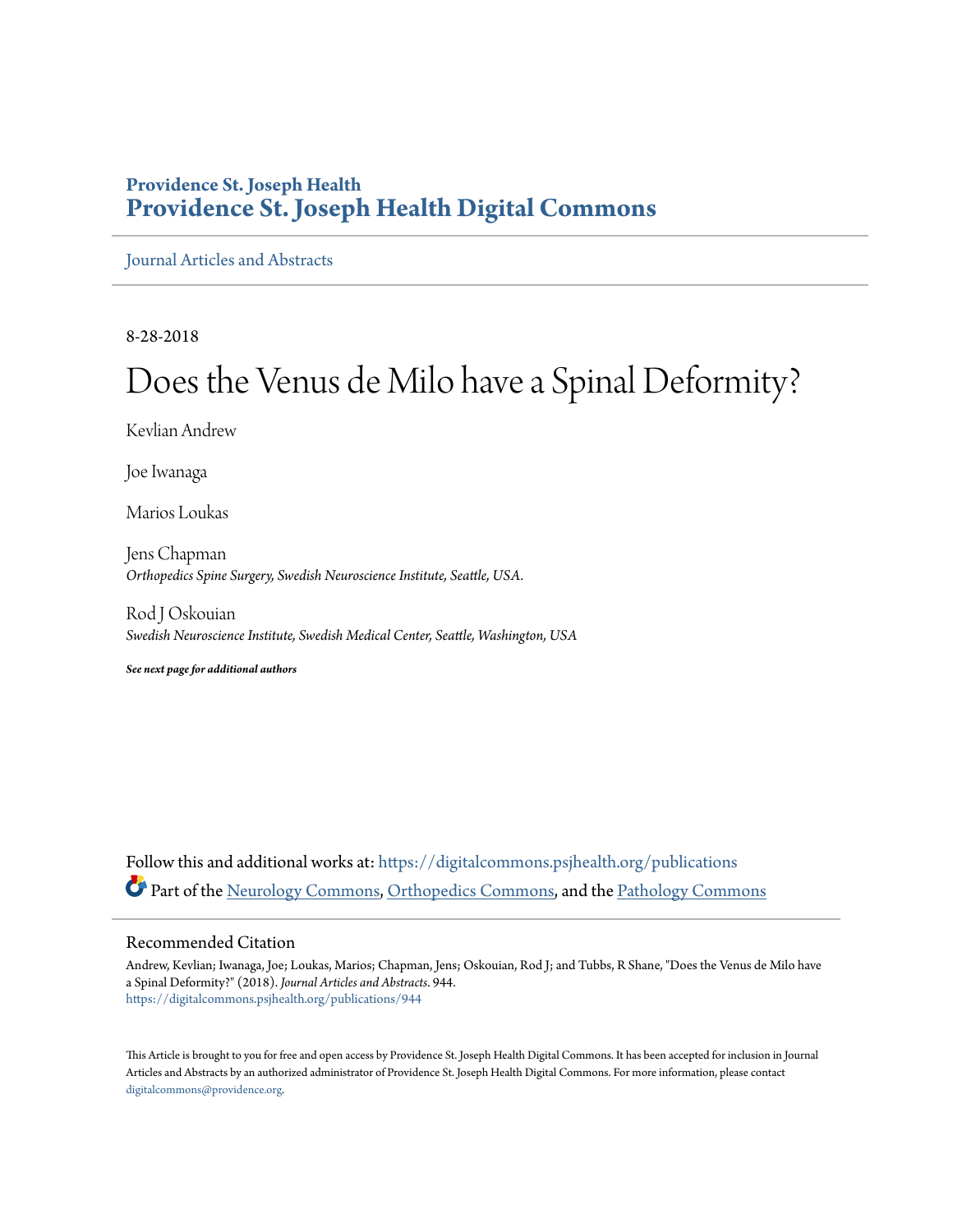**Providence St. Joseph Health**
**Providence St. Joseph Health Digital Commons**

Journal Articles and Abstracts

8-28-2018

# Does the Venus de Milo have a Spinal Deformity?

Kevlian Andrew

Joe Iwanaga

Marios Loukas

Jens Chapman
*Orthopedics Spine Surgery, Swedish Neuroscience Institute, Seattle, USA.*

Rod J Oskouian
*Swedish Neuroscience Institute, Swedish Medical Center, Seattle, Washington, USA*

***See next page for additional authors***

Follow this and additional works at: https://digitalcommons.psjhealth.org/publications

Part of the Neurology Commons, Orthopedics Commons, and the Pathology Commons

## Recommended Citation

Andrew, Kevlian; Iwanaga, Joe; Loukas, Marios; Chapman, Jens; Oskouian, Rod J; and Tubbs, R Shane, "Does the Venus de Milo have a Spinal Deformity?" (2018). *Journal Articles and Abstracts*. 944.
https://digitalcommons.psjhealth.org/publications/944

This Article is brought to you for free and open access by Providence St. Joseph Health Digital Commons. It has been accepted for inclusion in Journal Articles and Abstracts by an authorized administrator of Providence St. Joseph Health Digital Commons. For more information, please contact digitalcommons@providence.org.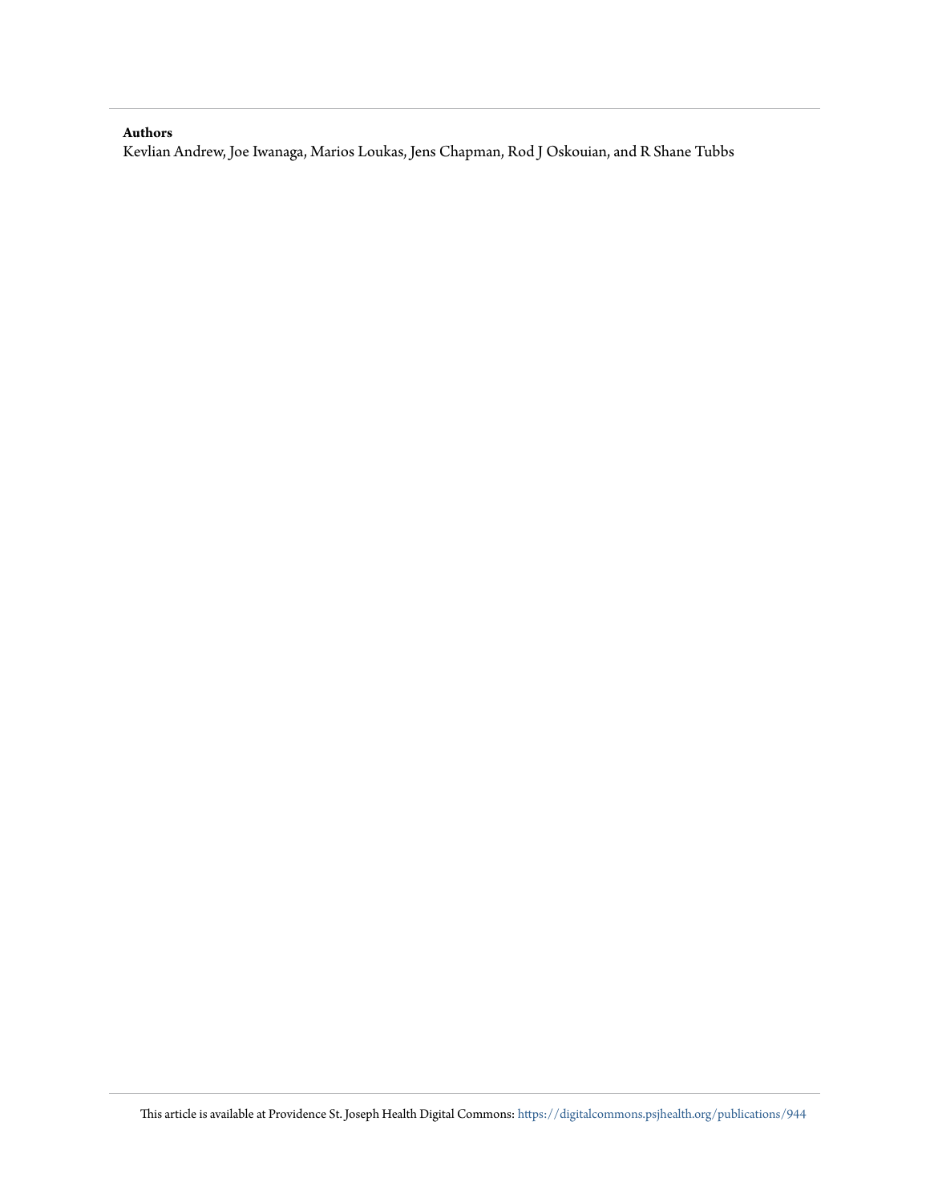**Authors**

Kevlian Andrew, Joe Iwanaga, Marios Loukas, Jens Chapman, Rod J Oskouian, and R Shane Tubbs

This article is available at Providence St. Joseph Health Digital Commons: https://digitalcommons.psjhealth.org/publications/944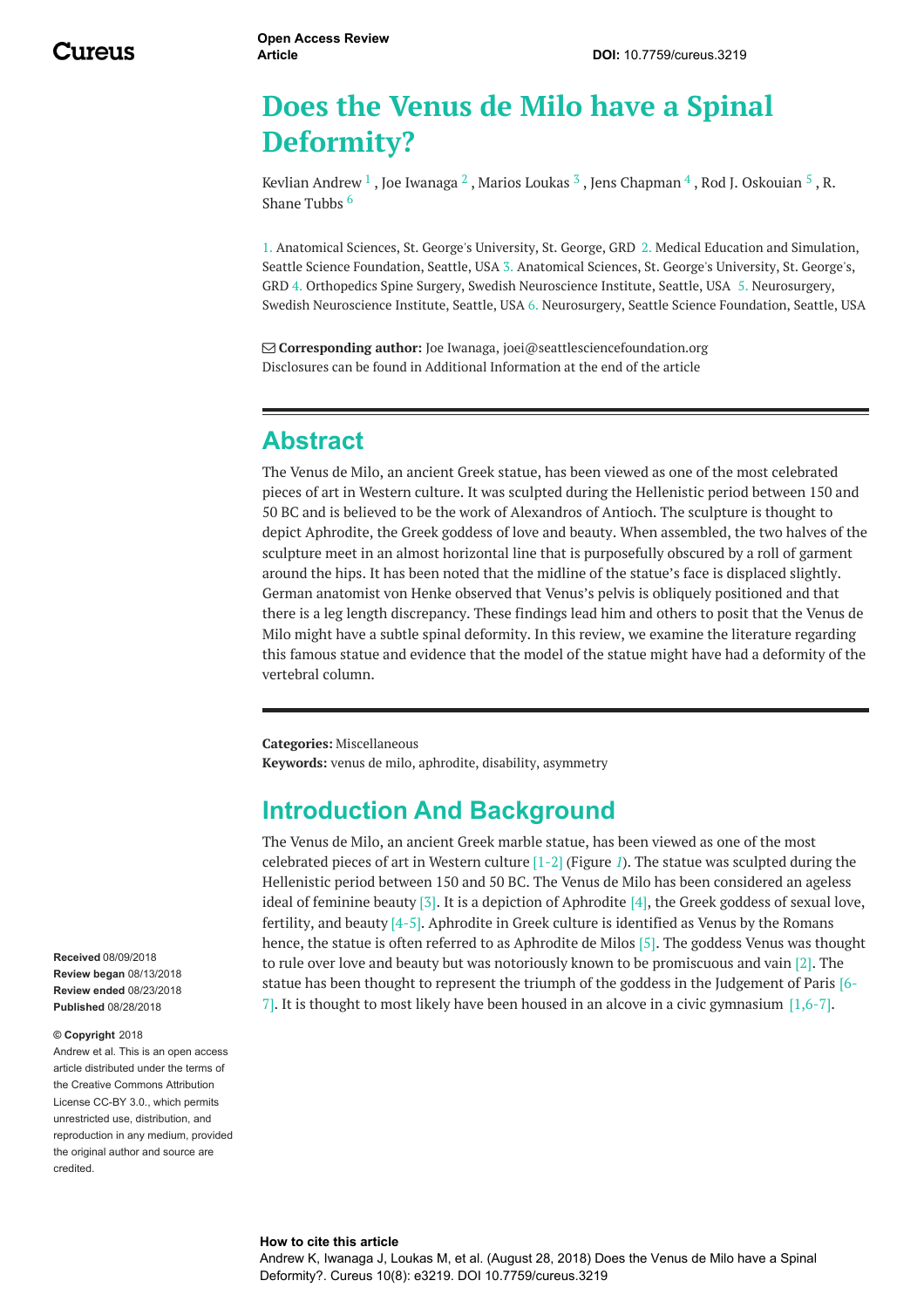# Does the Venus de Milo have a Spinal Deformity?

Kevlian Andrew [1] , Joe Iwanaga [2] , Marios Loukas [3] , Jens Chapman [4] , Rod J. Oskouian [5] , R. Shane Tubbs [6]

1. Anatomical Sciences, St. George's University, St. George, GRD 2. Medical Education and Simulation, Seattle Science Foundation, Seattle, USA 3. Anatomical Sciences, St. George's University, St. George's, GRD 4. Orthopedics Spine Surgery, Swedish Neuroscience Institute, Seattle, USA 5. Neurosurgery, Swedish Neuroscience Institute, Seattle, USA 6. Neurosurgery, Seattle Science Foundation, Seattle, USA

**Corresponding author:** Joe Iwanaga, joei@seattlesciencefoundation.org
Disclosures can be found in Additional Information at the end of the article

## Abstract

The Venus de Milo, an ancient Greek statue, has been viewed as one of the most celebrated pieces of art in Western culture. It was sculpted during the Hellenistic period between 150 and 50 BC and is believed to be the work of Alexandros of Antioch. The sculpture is thought to depict Aphrodite, the Greek goddess of love and beauty. When assembled, the two halves of the sculpture meet in an almost horizontal line that is purposefully obscured by a roll of garment around the hips. It has been noted that the midline of the statue's face is displaced slightly. German anatomist von Henke observed that Venus's pelvis is obliquely positioned and that there is a leg length discrepancy. These findings lead him and others to posit that the Venus de Milo might have a subtle spinal deformity. In this review, we examine the literature regarding this famous statue and evidence that the model of the statue might have had a deformity of the vertebral column.

**Categories:** Miscellaneous
**Keywords:** venus de milo, aphrodite, disability, asymmetry

## Introduction And Background

The Venus de Milo, an ancient Greek marble statue, has been viewed as one of the most celebrated pieces of art in Western culture [1-2] (Figure *1*). The statue was sculpted during the Hellenistic period between 150 and 50 BC. The Venus de Milo has been considered an ageless ideal of feminine beauty [3]. It is a depiction of Aphrodite [4], the Greek goddess of sexual love, fertility, and beauty [4-5]. Aphrodite in Greek culture is identified as Venus by the Romans hence, the statue is often referred to as Aphrodite de Milos [5]. The goddess Venus was thought to rule over love and beauty but was notoriously known to be promiscuous and vain [2]. The statue has been thought to represent the triumph of the goddess in the Judgement of Paris [6-7]. It is thought to most likely have been housed in an alcove in a civic gymnasium [1,6-7].

**Received** 08/09/2018
**Review began** 08/13/2018
**Review ended** 08/23/2018
**Published** 08/28/2018

**© Copyright** 2018
Andrew et al. This is an open access article distributed under the terms of the Creative Commons Attribution License CC-BY 3.0., which permits unrestricted use, distribution, and reproduction in any medium, provided the original author and source are credited.

**How to cite this article**
Andrew K, Iwanaga J, Loukas M, et al. (August 28, 2018) Does the Venus de Milo have a Spinal Deformity?. Cureus 10(8): e3219. DOI 10.7759/cureus.3219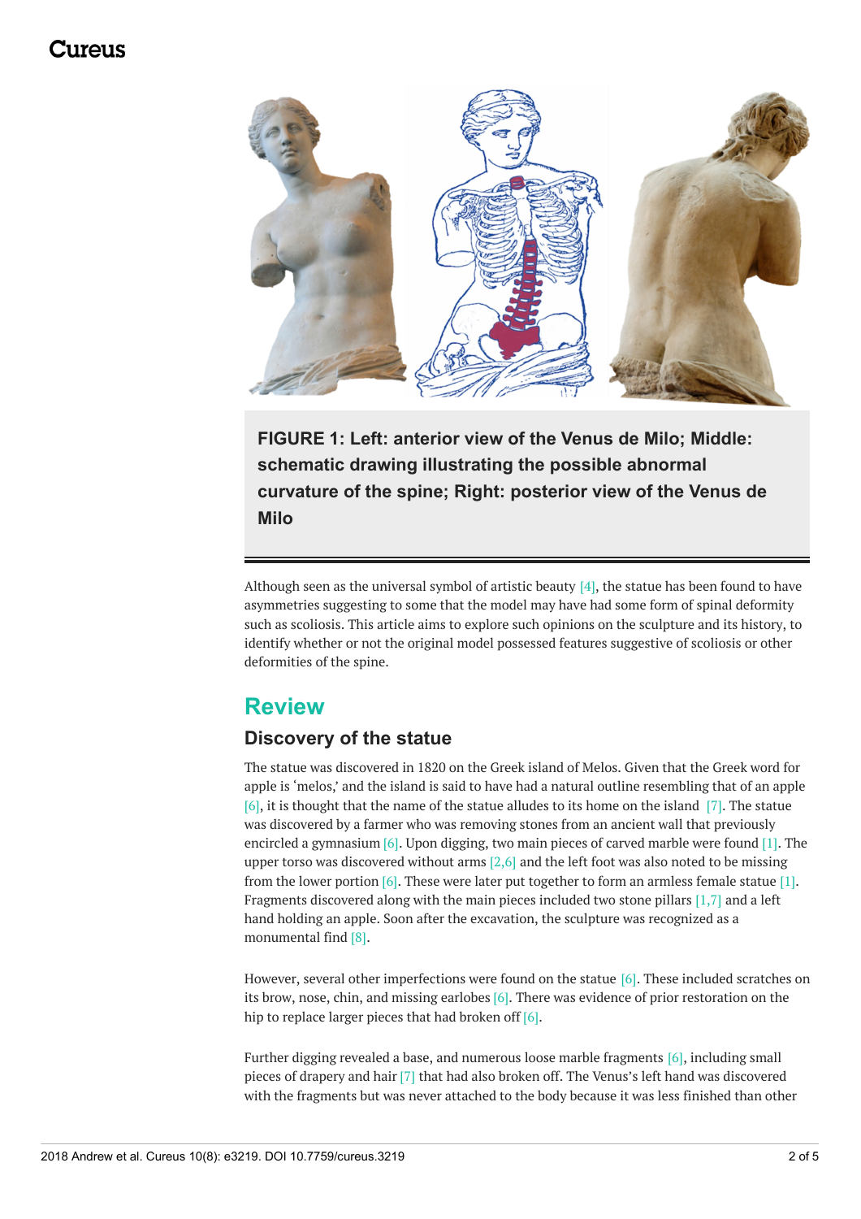**FIGURE 1: Left: anterior view of the Venus de Milo; Middle: schematic drawing illustrating the possible abnormal curvature of the spine; Right: posterior view of the Venus de Milo**

Although seen as the universal symbol of artistic beauty [4], the statue has been found to have asymmetries suggesting to some that the model may have had some form of spinal deformity such as scoliosis. This article aims to explore such opinions on the sculpture and its history, to identify whether or not the original model possessed features suggestive of scoliosis or other deformities of the spine.

## Review

### Discovery of the statue

The statue was discovered in 1820 on the Greek island of Melos. Given that the Greek word for apple is 'melos,' and the island is said to have had a natural outline resembling that of an apple [6], it is thought that the name of the statue alludes to its home on the island [7]. The statue was discovered by a farmer who was removing stones from an ancient wall that previously encircled a gymnasium [6]. Upon digging, two main pieces of carved marble were found [1]. The upper torso was discovered without arms [2,6] and the left foot was also noted to be missing from the lower portion [6]. These were later put together to form an armless female statue [1]. Fragments discovered along with the main pieces included two stone pillars [1,7] and a left hand holding an apple. Soon after the excavation, the sculpture was recognized as a monumental find [8].

However, several other imperfections were found on the statue [6]. These included scratches on its brow, nose, chin, and missing earlobes [6]. There was evidence of prior restoration on the hip to replace larger pieces that had broken off [6].

Further digging revealed a base, and numerous loose marble fragments [6], including small pieces of drapery and hair [7] that had also broken off. The Venus's left hand was discovered with the fragments but was never attached to the body because it was less finished than other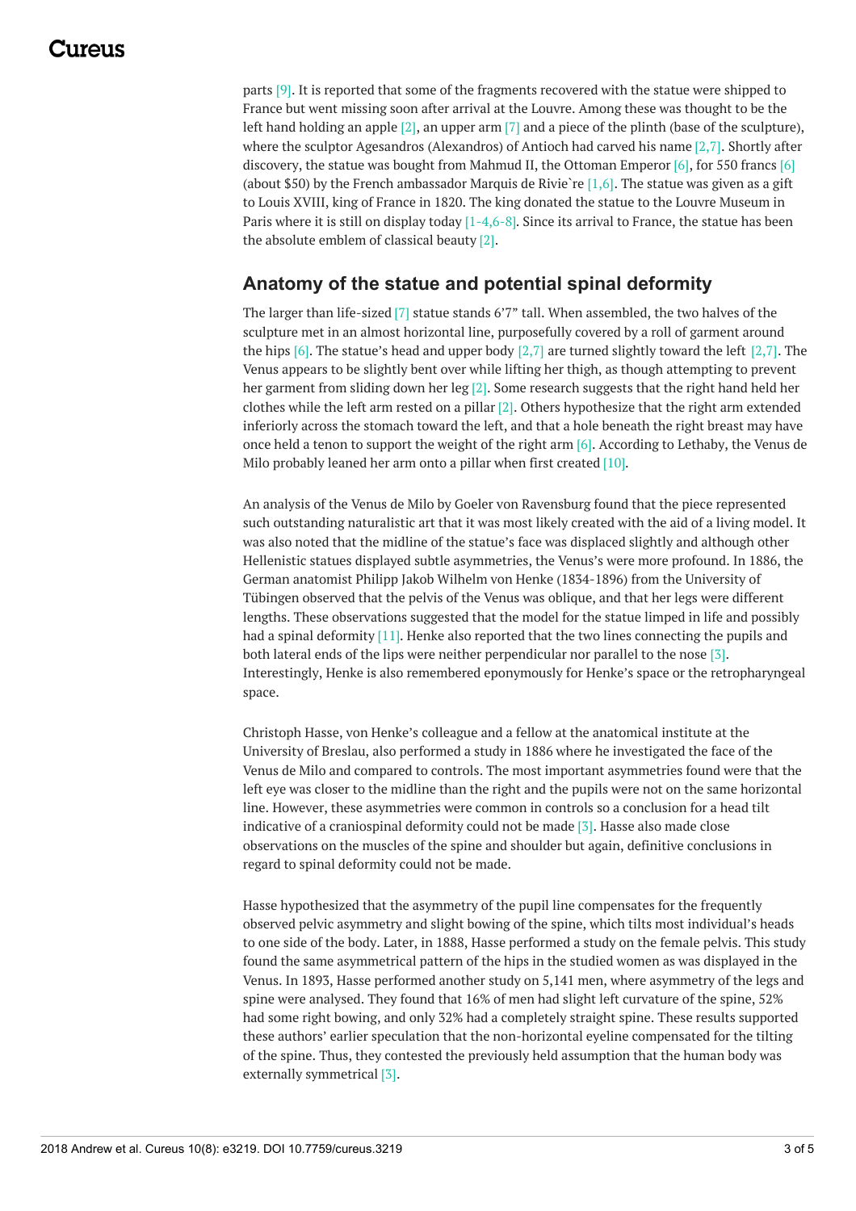parts [9]. It is reported that some of the fragments recovered with the statue were shipped to France but went missing soon after arrival at the Louvre. Among these was thought to be the left hand holding an apple [2], an upper arm [7] and a piece of the plinth (base of the sculpture), where the sculptor Agesandros (Alexandros) of Antioch had carved his name [2,7]. Shortly after discovery, the statue was bought from Mahmud II, the Ottoman Emperor [6], for 550 francs [6] (about $50) by the French ambassador Marquis de Rivie`re [1,6]. The statue was given as a gift to Louis XVIII, king of France in 1820. The king donated the statue to the Louvre Museum in Paris where it is still on display today [1-4,6-8]. Since its arrival to France, the statue has been the absolute emblem of classical beauty [2].

## Anatomy of the statue and potential spinal deformity

The larger than life-sized [7] statue stands 6'7" tall. When assembled, the two halves of the sculpture met in an almost horizontal line, purposefully covered by a roll of garment around the hips [6]. The statue's head and upper body [2,7] are turned slightly toward the left [2,7]. The Venus appears to be slightly bent over while lifting her thigh, as though attempting to prevent her garment from sliding down her leg [2]. Some research suggests that the right hand held her clothes while the left arm rested on a pillar [2]. Others hypothesize that the right arm extended inferiorly across the stomach toward the left, and that a hole beneath the right breast may have once held a tenon to support the weight of the right arm [6]. According to Lethaby, the Venus de Milo probably leaned her arm onto a pillar when first created [10].

An analysis of the Venus de Milo by Goeler von Ravensburg found that the piece represented such outstanding naturalistic art that it was most likely created with the aid of a living model. It was also noted that the midline of the statue's face was displaced slightly and although other Hellenistic statues displayed subtle asymmetries, the Venus's were more profound. In 1886, the German anatomist Philipp Jakob Wilhelm von Henke (1834-1896) from the University of Tübingen observed that the pelvis of the Venus was oblique, and that her legs were different lengths. These observations suggested that the model for the statue limped in life and possibly had a spinal deformity [11]. Henke also reported that the two lines connecting the pupils and both lateral ends of the lips were neither perpendicular nor parallel to the nose [3]. Interestingly, Henke is also remembered eponymously for Henke's space or the retropharyngeal space.

Christoph Hasse, von Henke's colleague and a fellow at the anatomical institute at the University of Breslau, also performed a study in 1886 where he investigated the face of the Venus de Milo and compared to controls. The most important asymmetries found were that the left eye was closer to the midline than the right and the pupils were not on the same horizontal line. However, these asymmetries were common in controls so a conclusion for a head tilt indicative of a craniospinal deformity could not be made [3]. Hasse also made close observations on the muscles of the spine and shoulder but again, definitive conclusions in regard to spinal deformity could not be made.

Hasse hypothesized that the asymmetry of the pupil line compensates for the frequently observed pelvic asymmetry and slight bowing of the spine, which tilts most individual's heads to one side of the body. Later, in 1888, Hasse performed a study on the female pelvis. This study found the same asymmetrical pattern of the hips in the studied women as was displayed in the Venus. In 1893, Hasse performed another study on 5,141 men, where asymmetry of the legs and spine were analysed. They found that 16% of men had slight left curvature of the spine, 52% had some right bowing, and only 32% had a completely straight spine. These results supported these authors' earlier speculation that the non-horizontal eyeline compensated for the tilting of the spine. Thus, they contested the previously held assumption that the human body was externally symmetrical [3].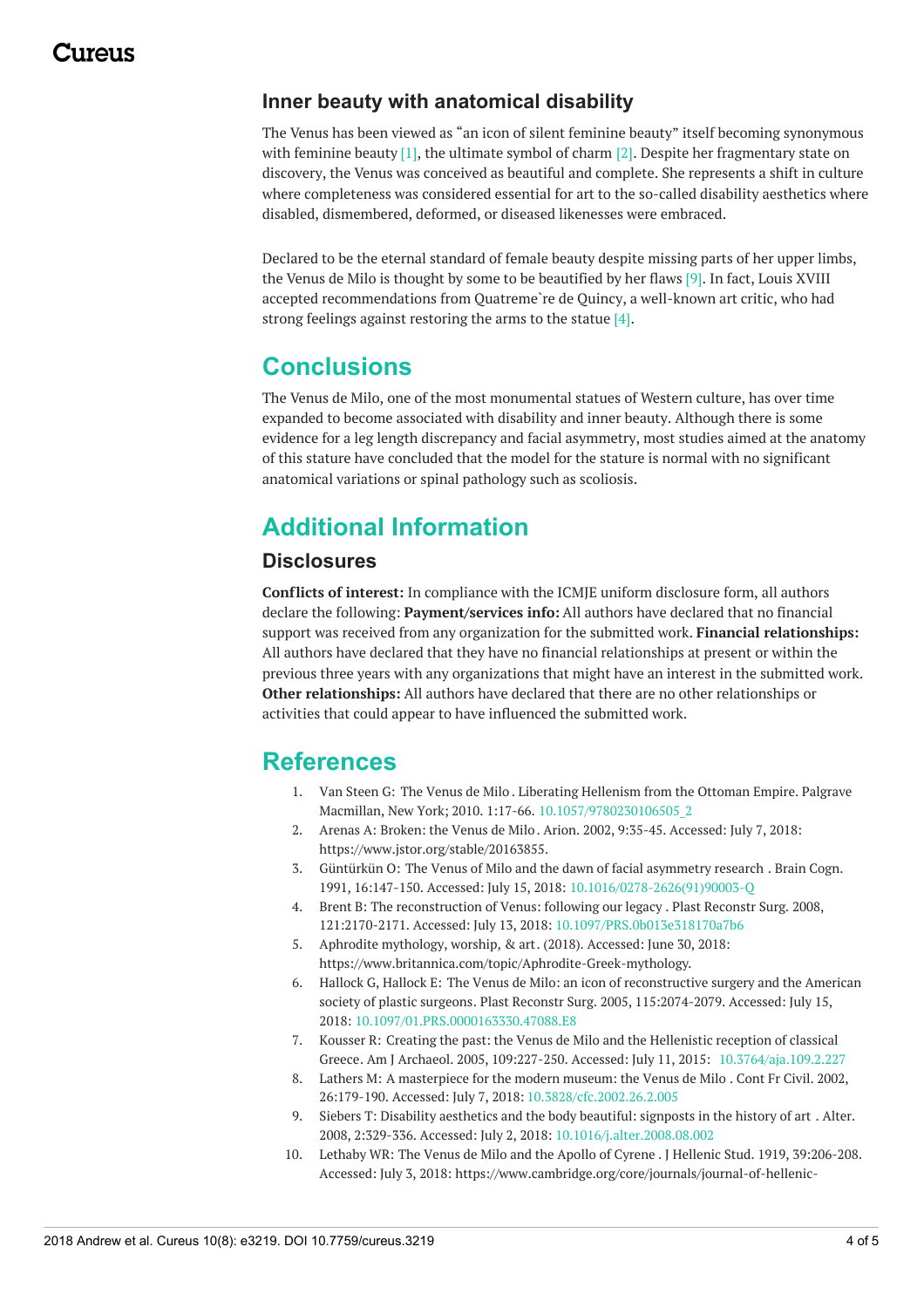### Inner beauty with anatomical disability

The Venus has been viewed as "an icon of silent feminine beauty" itself becoming synonymous with feminine beauty [1], the ultimate symbol of charm [2]. Despite her fragmentary state on discovery, the Venus was conceived as beautiful and complete. She represents a shift in culture where completeness was considered essential for art to the so-called disability aesthetics where disabled, dismembered, deformed, or diseased likenesses were embraced.

Declared to be the eternal standard of female beauty despite missing parts of her upper limbs, the Venus de Milo is thought by some to be beautified by her flaws [9]. In fact, Louis XVIII accepted recommendations from Quatreme`re de Quincy, a well-known art critic, who had strong feelings against restoring the arms to the statue [4].

## Conclusions

The Venus de Milo, one of the most monumental statues of Western culture, has over time expanded to become associated with disability and inner beauty. Although there is some evidence for a leg length discrepancy and facial asymmetry, most studies aimed at the anatomy of this stature have concluded that the model for the stature is normal with no significant anatomical variations or spinal pathology such as scoliosis.

## Additional Information

### Disclosures

**Conflicts of interest:** In compliance with the ICMJE uniform disclosure form, all authors declare the following: **Payment/services info:** All authors have declared that no financial support was received from any organization for the submitted work. **Financial relationships:** All authors have declared that they have no financial relationships at present or within the previous three years with any organizations that might have an interest in the submitted work. **Other relationships:** All authors have declared that there are no other relationships or activities that could appear to have influenced the submitted work.

## References

1. Van Steen G: The Venus de Milo. Liberating Hellenism from the Ottoman Empire. Palgrave Macmillan, New York; 2010. 1:17-66. 10.1057/9780230106505_2
2. Arenas A: Broken: the Venus de Milo. Arion. 2002, 9:35-45. Accessed: July 7, 2018: https://www.jstor.org/stable/20163855.
3. Güntürkün O: The Venus of Milo and the dawn of facial asymmetry research. Brain Cogn. 1991, 16:147-150. Accessed: July 15, 2018: 10.1016/0278-2626(91)90003-Q
4. Brent B: The reconstruction of Venus: following our legacy. Plast Reconstr Surg. 2008, 121:2170-2171. Accessed: July 13, 2018: 10.1097/PRS.0b013e318170a7b6
5. Aphrodite mythology, worship, & art. (2018). Accessed: June 30, 2018: https://www.britannica.com/topic/Aphrodite-Greek-mythology.
6. Hallock G, Hallock E: The Venus de Milo: an icon of reconstructive surgery and the American society of plastic surgeons. Plast Reconstr Surg. 2005, 115:2074-2079. Accessed: July 15, 2018: 10.1097/01.PRS.0000163330.47088.E8
7. Kousser R: Creating the past: the Venus de Milo and the Hellenistic reception of classical Greece. Am J Archaeol. 2005, 109:227-250. Accessed: July 11, 2015: 10.3764/aja.109.2.227
8. Lathers M: A masterpiece for the modern museum: the Venus de Milo. Cont Fr Civil. 2002, 26:179-190. Accessed: July 7, 2018: 10.3828/cfc.2002.26.2.005
9. Siebers T: Disability aesthetics and the body beautiful: signposts in the history of art. Alter. 2008, 2:329-336. Accessed: July 2, 2018: 10.1016/j.alter.2008.08.002
10. Lethaby WR: The Venus de Milo and the Apollo of Cyrene. J Hellenic Stud. 1919, 39:206-208. Accessed: July 3, 2018: https://www.cambridge.org/core/journals/journal-of-hellenic-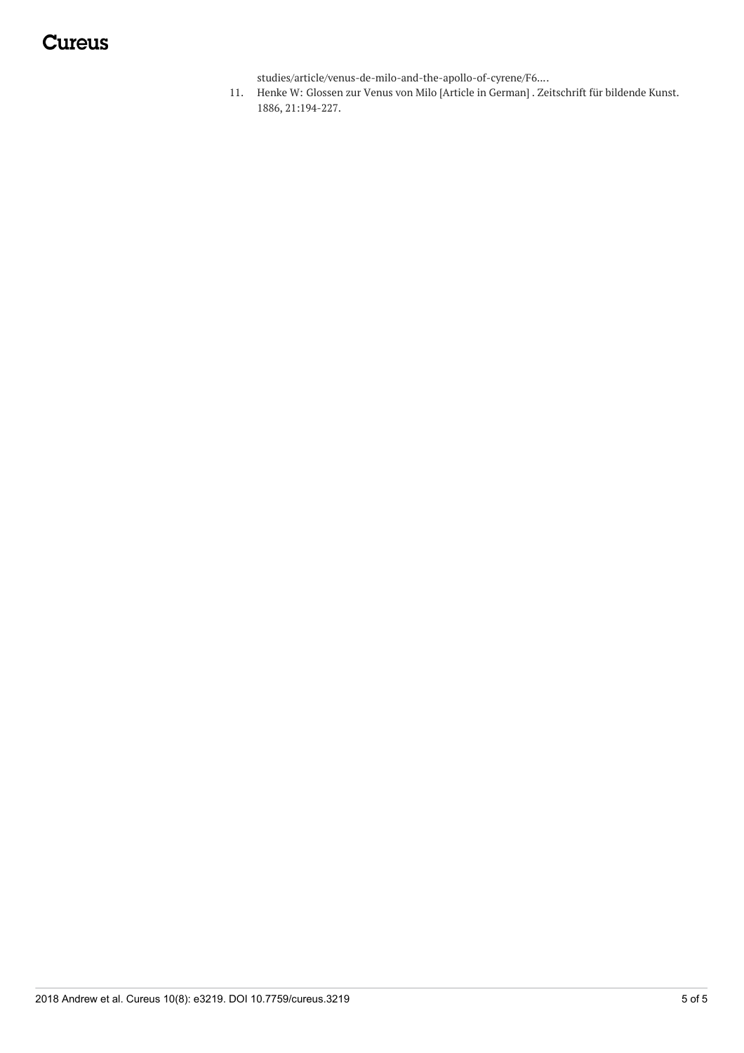studies/article/venus-de-milo-and-the-apollo-of-cyrene/F6.... 

11. Henke W: Glossen zur Venus von Milo [Article in German] . Zeitschrift für bildende Kunst. 1886, 21:194-227.